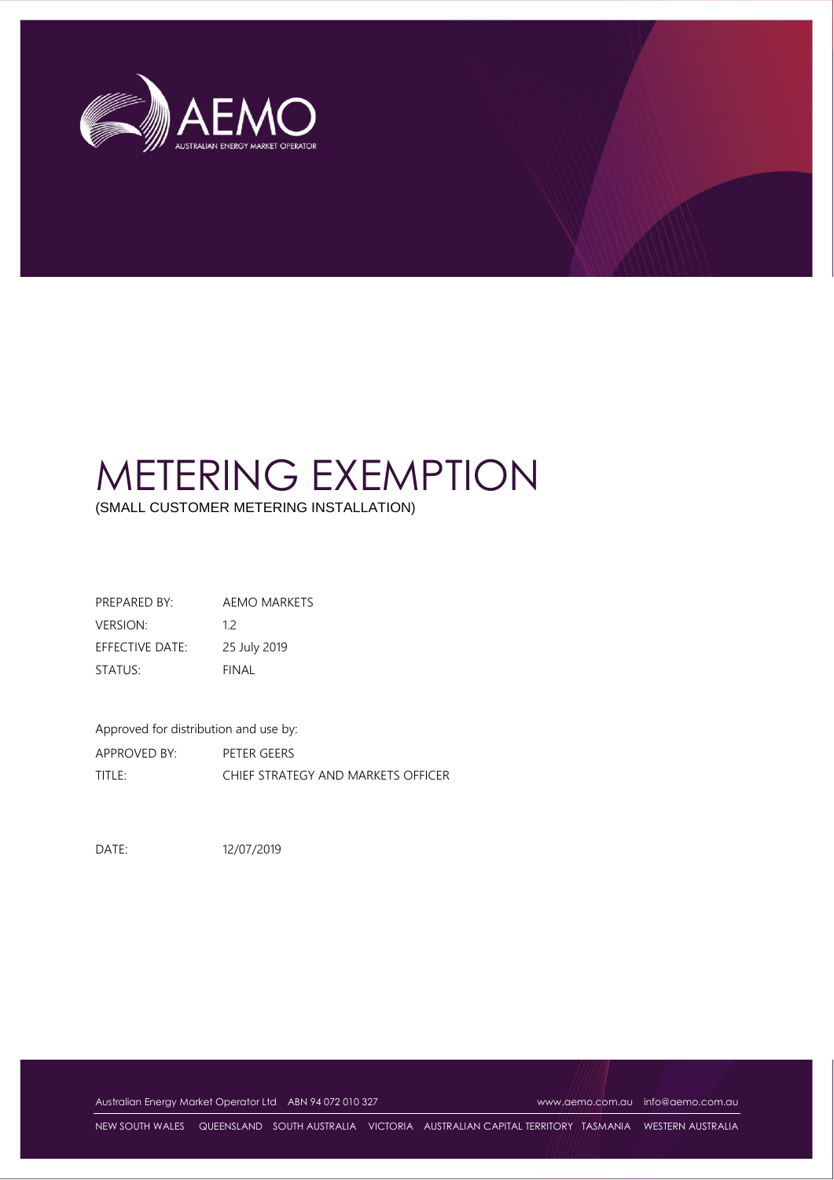# METERING EXEMPTION

(SMALL CUSTOMER METERING INSTALLATION)

| | |
|---|---|
| PREPARED BY: | AEMO MARKETS |
| VERSION: | 1.2 |
| EFFECTIVE DATE: | 25 July 2019 |
| STATUS: | FINAL |

Approved for distribution and use by:

| | |
|---|---|
| APPROVED BY: | PETER GEERS |
| TITLE: | CHIEF STRATEGY AND MARKETS OFFICER |

DATE: 12/07/2019

Australian Energy Market Operator Ltd ABN 94 072 010 327 www.aemo.com.au info@aemo.com.au

NEW SOUTH WALES QUEENSLAND SOUTH AUSTRALIA VICTORIA AUSTRALIAN CAPITAL TERRITORY TASMANIA WESTERN AUSTRALIA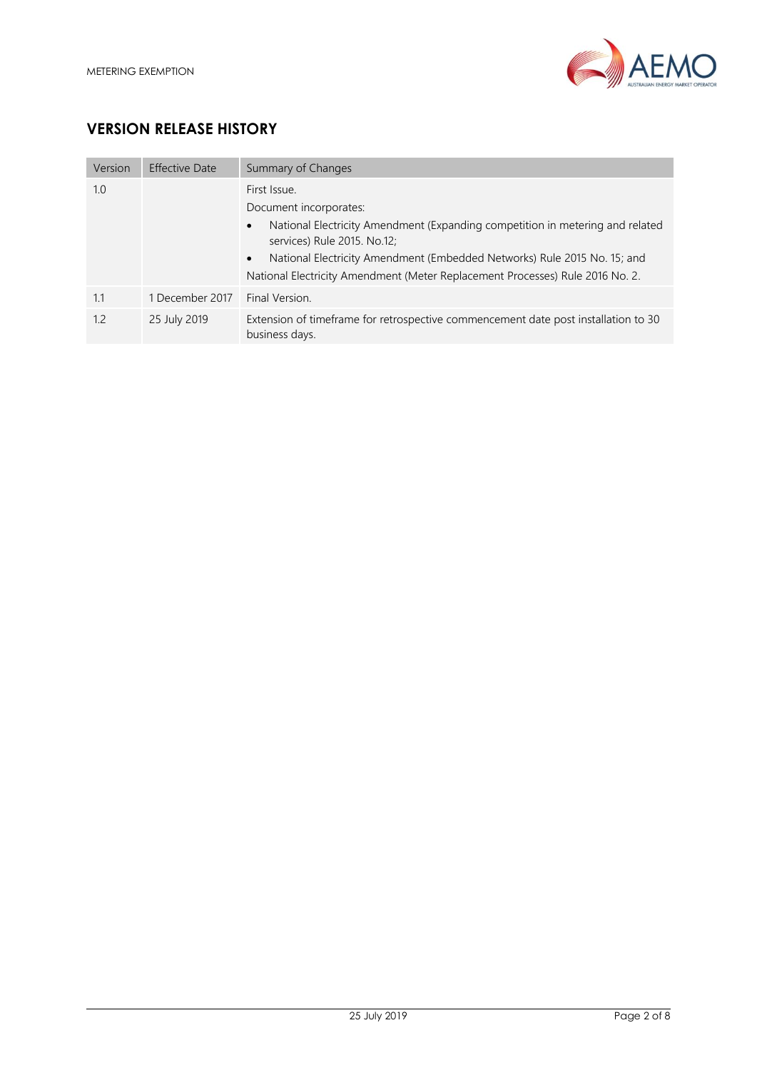## VERSION RELEASE HISTORY

| Version | Effective Date | Summary of Changes |
| --- | --- | --- |
| 1.0 | | First Issue.<br>Document incorporates:<br>• National Electricity Amendment (Expanding competition in metering and related services) Rule 2015. No.12;<br>• National Electricity Amendment (Embedded Networks) Rule 2015 No. 15; and<br>National Electricity Amendment (Meter Replacement Processes) Rule 2016 No. 2. |
| 1.1 | 1 December 2017 | Final Version. |
| 1.2 | 25 July 2019 | Extension of timeframe for retrospective commencement date post installation to 30 business days. |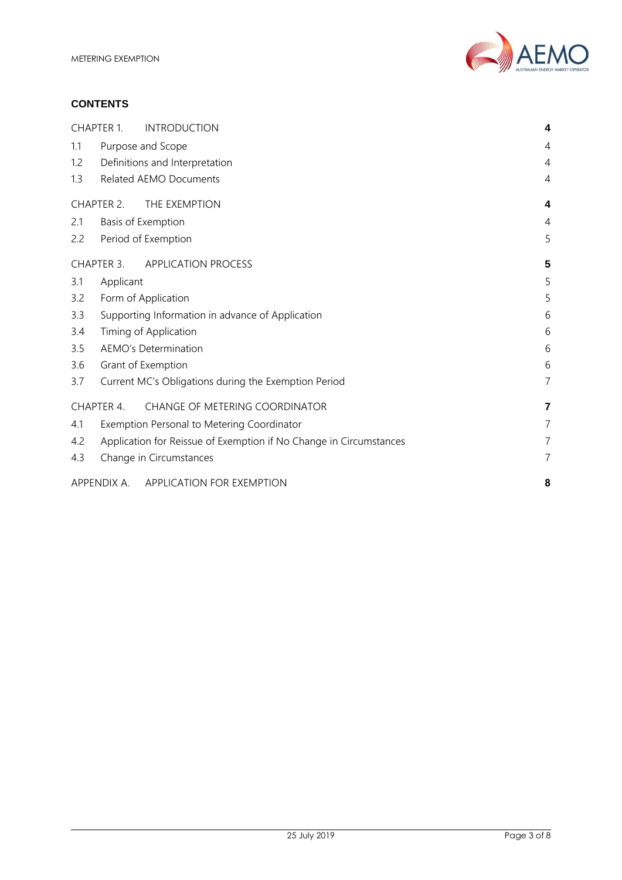## CONTENTS

| | | |
|---|---|---|
| CHAPTER 1. | INTRODUCTION | **4** |
| 1.1 | Purpose and Scope | 4 |
| 1.2 | Definitions and Interpretation | 4 |
| 1.3 | Related AEMO Documents | 4 |
| CHAPTER 2. | THE EXEMPTION | **4** |
| 2.1 | Basis of Exemption | 4 |
| 2.2 | Period of Exemption | 5 |
| CHAPTER 3. | APPLICATION PROCESS | **5** |
| 3.1 | Applicant | 5 |
| 3.2 | Form of Application | 5 |
| 3.3 | Supporting Information in advance of Application | 6 |
| 3.4 | Timing of Application | 6 |
| 3.5 | AEMO's Determination | 6 |
| 3.6 | Grant of Exemption | 6 |
| 3.7 | Current MC's Obligations during the Exemption Period | 7 |
| CHAPTER 4. | CHANGE OF METERING COORDINATOR | **7** |
| 4.1 | Exemption Personal to Metering Coordinator | 7 |
| 4.2 | Application for Reissue of Exemption if No Change in Circumstances | 7 |
| 4.3 | Change in Circumstances | 7 |
| APPENDIX A. | APPLICATION FOR EXEMPTION | **8** |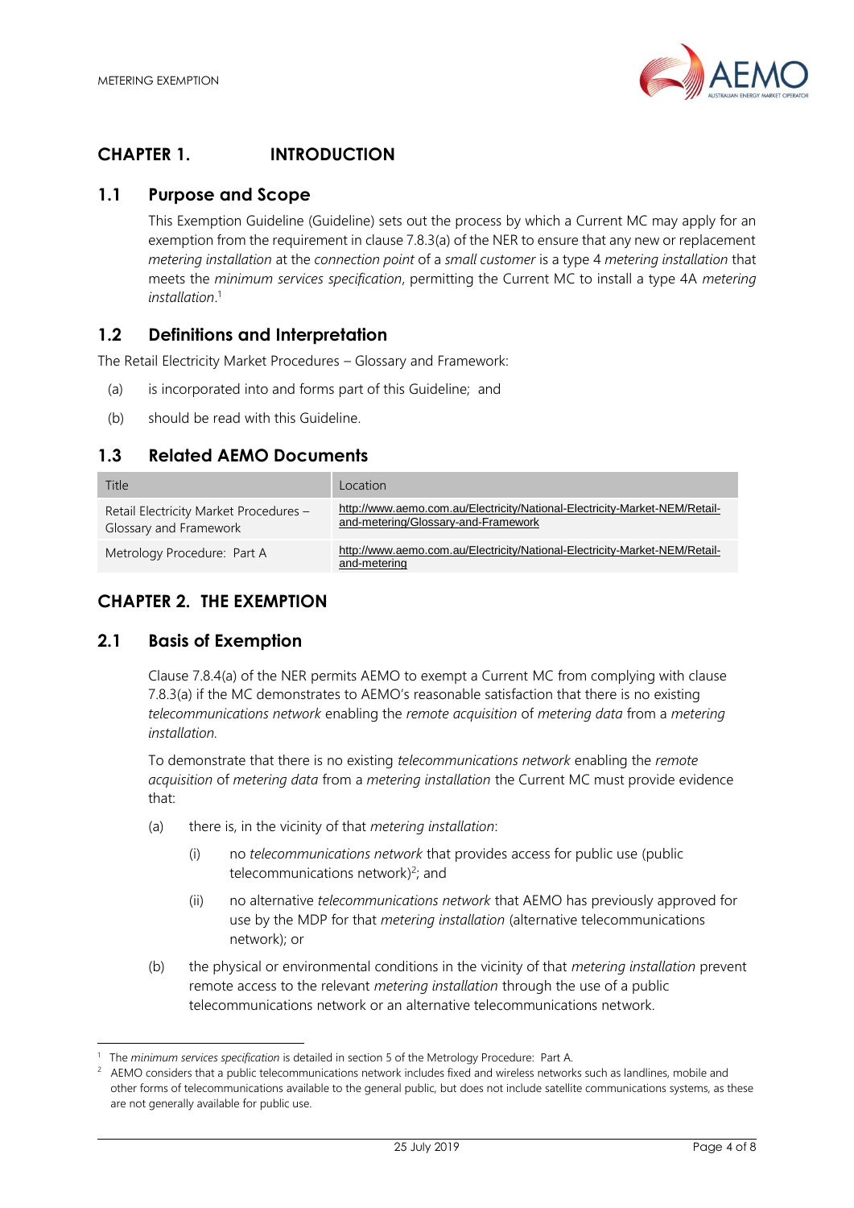# CHAPTER 1. INTRODUCTION

## 1.1 Purpose and Scope

This Exemption Guideline (Guideline) sets out the process by which a Current MC may apply for an exemption from the requirement in clause 7.8.3(a) of the NER to ensure that any new or replacement *metering installation* at the *connection point* of a *small customer* is a type 4 *metering installation* that meets the *minimum services specification*, permitting the Current MC to install a type 4A *metering installation*.[1]

## 1.2 Definitions and Interpretation

The Retail Electricity Market Procedures – Glossary and Framework:

(a) is incorporated into and forms part of this Guideline; and

(b) should be read with this Guideline.

## 1.3 Related AEMO Documents

| Title | Location |
|---|---|
| Retail Electricity Market Procedures – Glossary and Framework | http://www.aemo.com.au/Electricity/National-Electricity-Market-NEM/Retail-and-metering/Glossary-and-Framework |
| Metrology Procedure: Part A | http://www.aemo.com.au/Electricity/National-Electricity-Market-NEM/Retail-and-metering |

# CHAPTER 2. THE EXEMPTION

## 2.1 Basis of Exemption

Clause 7.8.4(a) of the NER permits AEMO to exempt a Current MC from complying with clause 7.8.3(a) if the MC demonstrates to AEMO's reasonable satisfaction that there is no existing *telecommunications network* enabling the *remote acquisition* of *metering data* from a *metering installation*.

To demonstrate that there is no existing *telecommunications network* enabling the *remote acquisition* of *metering data* from a *metering installation* the Current MC must provide evidence that:

(a) there is, in the vicinity of that *metering installation*:

  (i) no *telecommunications network* that provides access for public use (public telecommunications network)[2]; and

  (ii) no alternative *telecommunications network* that AEMO has previously approved for use by the MDP for that *metering installation* (alternative telecommunications network); or

(b) the physical or environmental conditions in the vicinity of that *metering installation* prevent remote access to the relevant *metering installation* through the use of a public telecommunications network or an alternative telecommunications network.

---

[1] The *minimum services specification* is detailed in section 5 of the Metrology Procedure: Part A.

[2] AEMO considers that a public telecommunications network includes fixed and wireless networks such as landlines, mobile and other forms of telecommunications available to the general public, but does not include satellite communications systems, as these are not generally available for public use.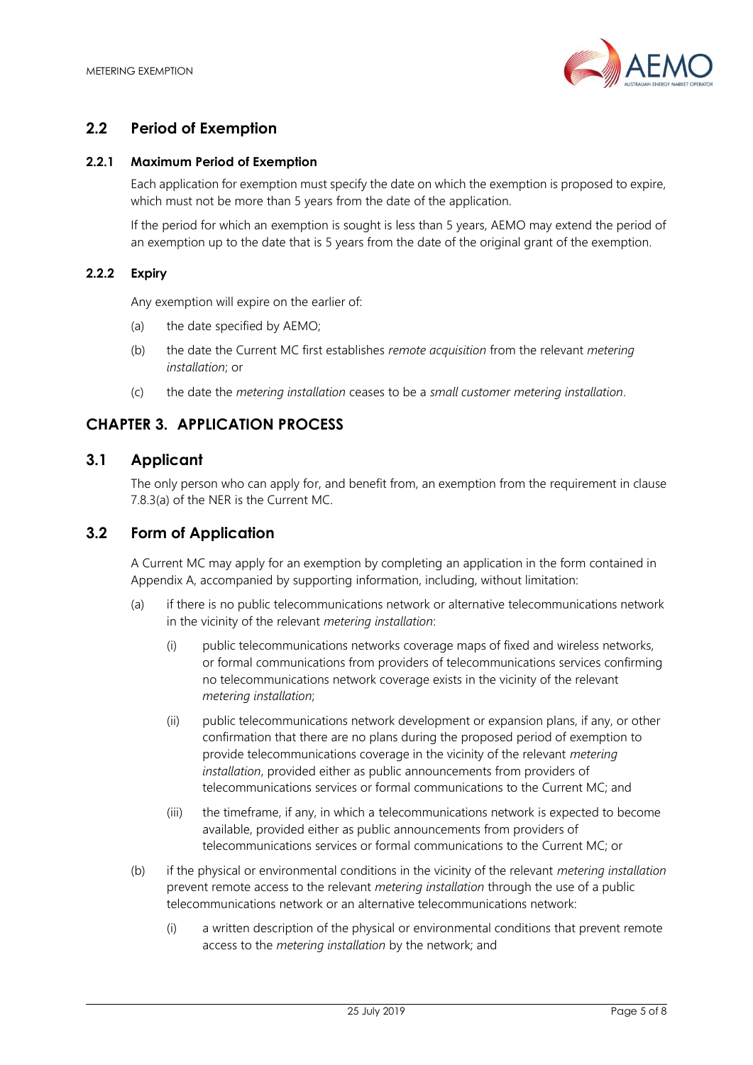## 2.2 Period of Exemption

### 2.2.1 Maximum Period of Exemption

Each application for exemption must specify the date on which the exemption is proposed to expire, which must not be more than 5 years from the date of the application.

If the period for which an exemption is sought is less than 5 years, AEMO may extend the period of an exemption up to the date that is 5 years from the date of the original grant of the exemption.

### 2.2.2 Expiry

Any exemption will expire on the earlier of:

(a) the date specified by AEMO;

(b) the date the Current MC first establishes *remote acquisition* from the relevant *metering installation*; or

(c) the date the *metering installation* ceases to be a *small customer metering installation*.

# CHAPTER 3. APPLICATION PROCESS

## 3.1 Applicant

The only person who can apply for, and benefit from, an exemption from the requirement in clause 7.8.3(a) of the NER is the Current MC.

## 3.2 Form of Application

A Current MC may apply for an exemption by completing an application in the form contained in Appendix A, accompanied by supporting information, including, without limitation:

(a) if there is no public telecommunications network or alternative telecommunications network in the vicinity of the relevant *metering installation*:

  (i) public telecommunications networks coverage maps of fixed and wireless networks, or formal communications from providers of telecommunications services confirming no telecommunications network coverage exists in the vicinity of the relevant *metering installation*;

  (ii) public telecommunications network development or expansion plans, if any, or other confirmation that there are no plans during the proposed period of exemption to provide telecommunications coverage in the vicinity of the relevant *metering installation*, provided either as public announcements from providers of telecommunications services or formal communications to the Current MC; and

  (iii) the timeframe, if any, in which a telecommunications network is expected to become available, provided either as public announcements from providers of telecommunications services or formal communications to the Current MC; or

(b) if the physical or environmental conditions in the vicinity of the relevant *metering installation* prevent remote access to the relevant *metering installation* through the use of a public telecommunications network or an alternative telecommunications network:

  (i) a written description of the physical or environmental conditions that prevent remote access to the *metering installation* by the network; and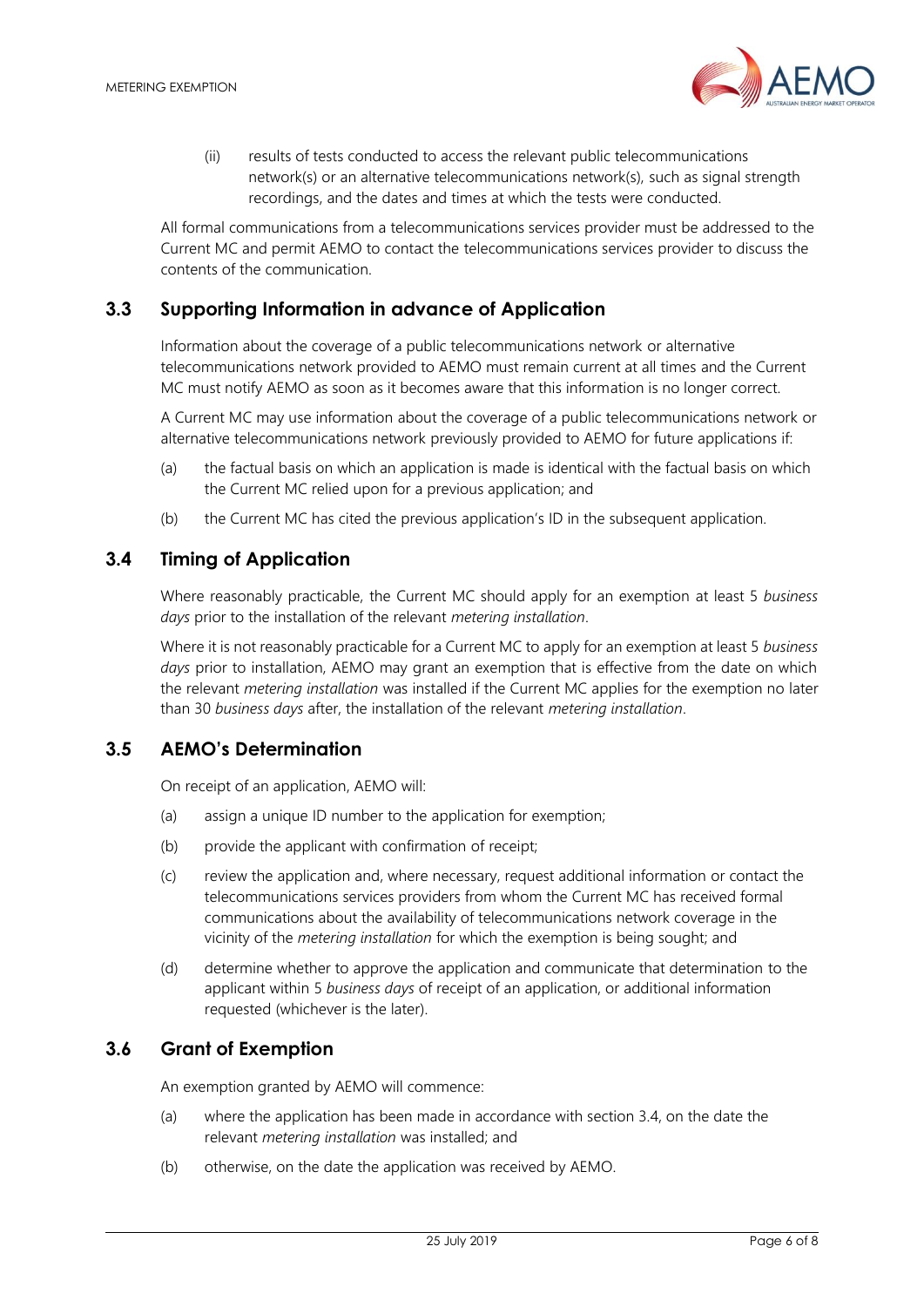(ii) results of tests conducted to access the relevant public telecommunications network(s) or an alternative telecommunications network(s), such as signal strength recordings, and the dates and times at which the tests were conducted.

All formal communications from a telecommunications services provider must be addressed to the Current MC and permit AEMO to contact the telecommunications services provider to discuss the contents of the communication.

## 3.3 Supporting Information in advance of Application

Information about the coverage of a public telecommunications network or alternative telecommunications network provided to AEMO must remain current at all times and the Current MC must notify AEMO as soon as it becomes aware that this information is no longer correct.

A Current MC may use information about the coverage of a public telecommunications network or alternative telecommunications network previously provided to AEMO for future applications if:

(a) the factual basis on which an application is made is identical with the factual basis on which the Current MC relied upon for a previous application; and

(b) the Current MC has cited the previous application's ID in the subsequent application.

## 3.4 Timing of Application

Where reasonably practicable, the Current MC should apply for an exemption at least 5 *business days* prior to the installation of the relevant *metering installation*.

Where it is not reasonably practicable for a Current MC to apply for an exemption at least 5 *business days* prior to installation, AEMO may grant an exemption that is effective from the date on which the relevant *metering installation* was installed if the Current MC applies for the exemption no later than 30 *business days* after, the installation of the relevant *metering installation*.

## 3.5 AEMO's Determination

On receipt of an application, AEMO will:

(a) assign a unique ID number to the application for exemption;

(b) provide the applicant with confirmation of receipt;

(c) review the application and, where necessary, request additional information or contact the telecommunications services providers from whom the Current MC has received formal communications about the availability of telecommunications network coverage in the vicinity of the *metering installation* for which the exemption is being sought; and

(d) determine whether to approve the application and communicate that determination to the applicant within 5 *business days* of receipt of an application, or additional information requested (whichever is the later).

## 3.6 Grant of Exemption

An exemption granted by AEMO will commence:

(a) where the application has been made in accordance with section 3.4, on the date the relevant *metering installation* was installed; and

(b) otherwise, on the date the application was received by AEMO.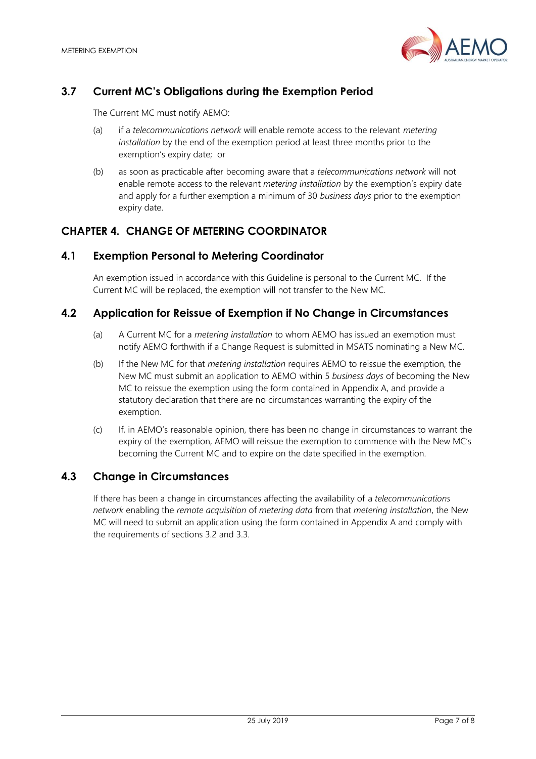## 3.7 Current MC's Obligations during the Exemption Period

The Current MC must notify AEMO:

(a) if a *telecommunications network* will enable remote access to the relevant *metering installation* by the end of the exemption period at least three months prior to the exemption's expiry date; or

(b) as soon as practicable after becoming aware that a *telecommunications network* will not enable remote access to the relevant *metering installation* by the exemption's expiry date and apply for a further exemption a minimum of 30 *business days* prior to the exemption expiry date.

# CHAPTER 4. CHANGE OF METERING COORDINATOR

## 4.1 Exemption Personal to Metering Coordinator

An exemption issued in accordance with this Guideline is personal to the Current MC. If the Current MC will be replaced, the exemption will not transfer to the New MC.

## 4.2 Application for Reissue of Exemption if No Change in Circumstances

(a) A Current MC for a *metering installation* to whom AEMO has issued an exemption must notify AEMO forthwith if a Change Request is submitted in MSATS nominating a New MC.

(b) If the New MC for that *metering installation* requires AEMO to reissue the exemption, the New MC must submit an application to AEMO within 5 *business days* of becoming the New MC to reissue the exemption using the form contained in Appendix A, and provide a statutory declaration that there are no circumstances warranting the expiry of the exemption.

(c) If, in AEMO's reasonable opinion, there has been no change in circumstances to warrant the expiry of the exemption, AEMO will reissue the exemption to commence with the New MC's becoming the Current MC and to expire on the date specified in the exemption.

## 4.3 Change in Circumstances

If there has been a change in circumstances affecting the availability of a *telecommunications network* enabling the *remote acquisition* of *metering data* from that *metering installation*, the New MC will need to submit an application using the form contained in Appendix A and comply with the requirements of sections 3.2 and 3.3.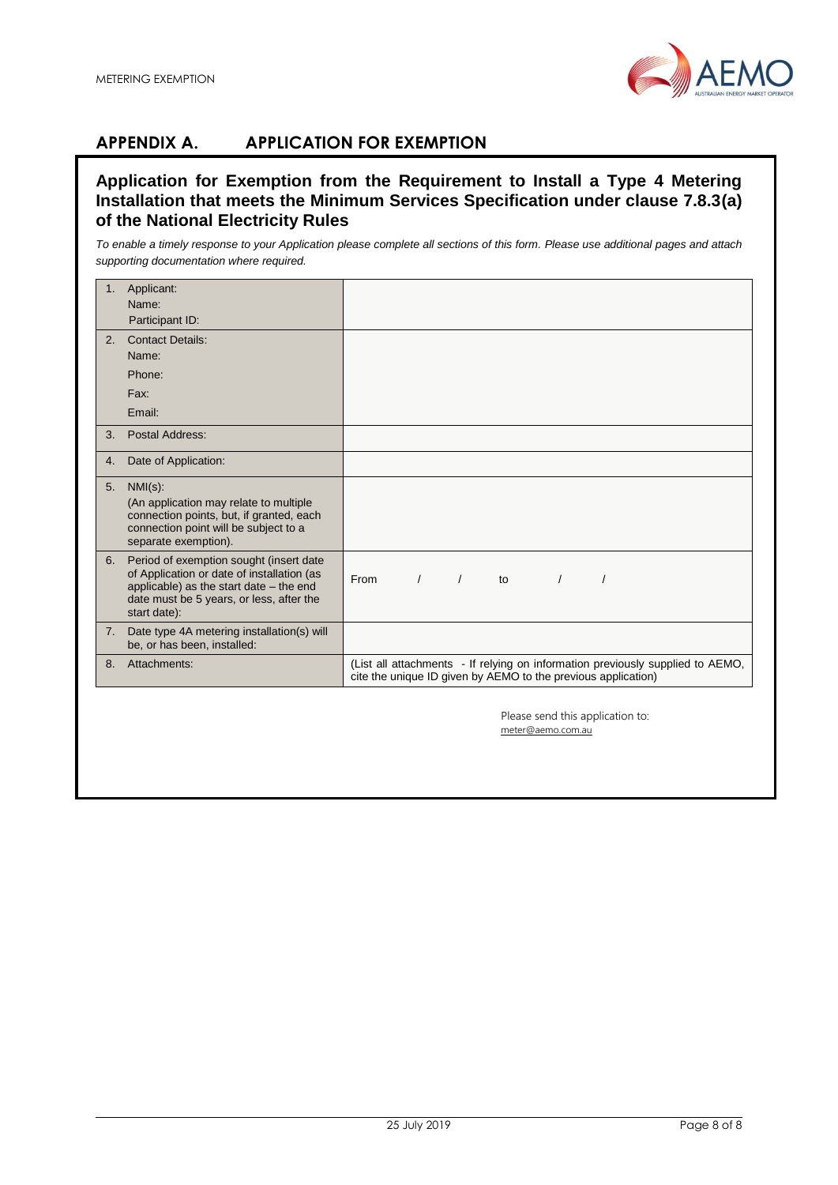## APPENDIX A. APPLICATION FOR EXEMPTION

### Application for Exemption from the Requirement to Install a Type 4 Metering Installation that meets the Minimum Services Specification under clause 7.8.3(a) of the National Electricity Rules

*To enable a timely response to your Application please complete all sections of this form. Please use additional pages and attach supporting documentation where required.*

| | |
|---|---|
| 1. Applicant:<br>Name:<br>Participant ID: | |
| 2. Contact Details:<br>Name:<br>Phone:<br>Fax:<br>Email: | |
| 3. Postal Address: | |
| 4. Date of Application: | |
| 5. NMI(s):<br>(An application may relate to multiple connection points, but, if granted, each connection point will be subject to a separate exemption). | |
| 6. Period of exemption sought (insert date of Application or date of installation (as applicable) as the start date – the end date must be 5 years, or less, after the start date): | From / / to / / |
| 7. Date type 4A metering installation(s) will be, or has been, installed: | |
| 8. Attachments: | (List all attachments - If relying on information previously supplied to AEMO, cite the unique ID given by AEMO to the previous application) |

Please send this application to:
meter@aemo.com.au